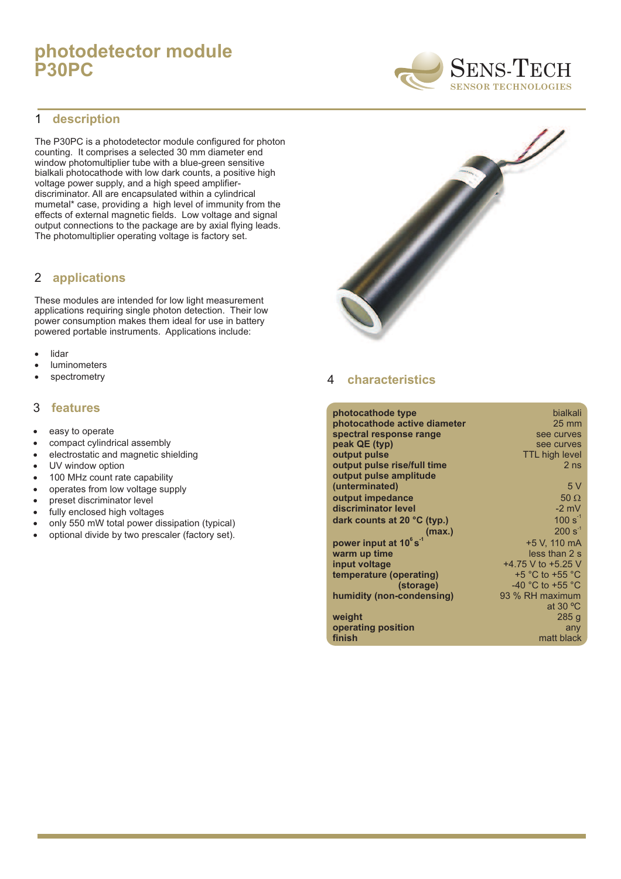# photodetector module P30PC

SENS-TECH
SENSOR TECHNOLOGIES

## 1 description

The P30PC is a photodetector module configured for photon counting. It comprises a selected 30 mm diameter end window photomultiplier tube with a blue-green sensitive bialkali photocathode with low dark counts, a positive high voltage power supply, and a high speed amplifier-discriminator. All are encapsulated within a cylindrical mumetal* case, providing a high level of immunity from the effects of external magnetic fields. Low voltage and signal output connections to the package are by axial flying leads. The photomultiplier operating voltage is factory set.

## 2 applications

These modules are intended for low light measurement applications requiring single photon detection. Their low power consumption makes them ideal for use in battery powered portable instruments. Applications include:

- lidar
- luminometers
- spectrometry

## 3 features

- easy to operate
- compact cylindrical assembly
- electrostatic and magnetic shielding
- UV window option
- 100 MHz count rate capability
- operates from low voltage supply
- preset discriminator level
- fully enclosed high voltages
- only 550 mW total power dissipation (typical)
- optional divide by two prescaler (factory set).

## 4 characteristics

| | |
|---|---|
| **photocathode type** | bialkali |
| **photocathode active diameter** | 25 mm |
| **spectral response range** | see curves |
| **peak QE (typ)** | see curves |
| **output pulse** | TTL high level |
| **output pulse rise/full time** | 2 ns |
| **output pulse amplitude (unterminated)** | 5 V |
| **output impedance** | 50 Ω |
| **discriminator level** | -2 mV |
| **dark counts at 20 °C (typ.)** | 100 $s^{-1}$ |
| **(max.)** | 200 $s^{-1}$ |
| **power input at $10^6$ $s^{-1}$** | +5 V, 110 mA |
| **warm up time** | less than 2 s |
| **input voltage** | +4.75 V to +5.25 V |
| **temperature (operating)** | +5 °C to +55 °C |
| **(storage)** | -40 °C to +55 °C |
| **humidity (non-condensing)** | 93 % RH maximum at 30 ºC |
| **weight** | 285 g |
| **operating position** | any |
| **finish** | matt black |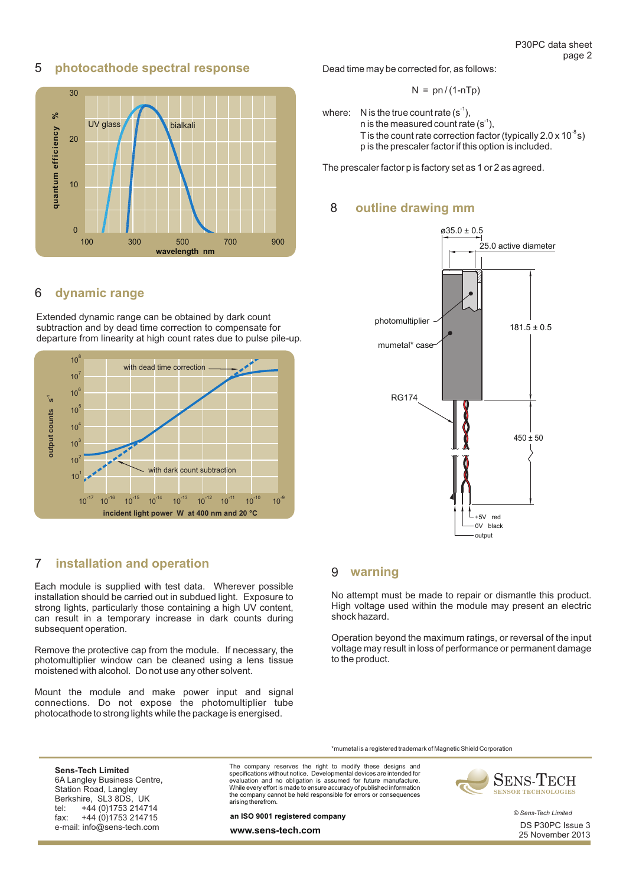## 5 photocathode spectral response

quantum efficiency %

30

20

10

0

100 300 500 700 900

wavelength nm

UV glass

bialkali

## 6 dynamic range

Extended dynamic range can be obtained by dark count subtraction and by dead time correction to compensate for departure from linearity at high count rates due to pulse pile-up.

output counts $s^{-1}$

$10^8$ $10^7$ $10^6$ $10^5$ $10^4$ $10^3$ $10^2$ $10^1$

$10^{-17}$ $10^{-16}$ $10^{-15}$ $10^{-14}$ $10^{-13}$ $10^{-12}$ $10^{-11}$ $10^{-10}$ $10^{-9}$

incident light power W at 400 nm and 20 °C

with dead time correction

with dark count subtraction

## 7 installation and operation

Each module is supplied with test data. Wherever possible installation should be carried out in subdued light. Exposure to strong lights, particularly those containing a high UV content, can result in a temporary increase in dark counts during subsequent operation.

Remove the protective cap from the module. If necessary, the photomultiplier window can be cleaned using a lens tissue moistened with alcohol. Do not use any other solvent.

Mount the module and make power input and signal connections. Do not expose the photomultiplier tube photocathode to strong lights while the package is energised.

Dead time may be corrected for, as follows:

$$N = pn/(1-nTp)$$

where: N is the true count rate ($s^{-1}$),
n is the measured count rate ($s^{-1}$),
T is the count rate correction factor (typically $2.0 \times 10^{-8}$ s)
p is the prescaler factor if this option is included.

The prescaler factor p is factory set as 1 or 2 as agreed.

## 8 outline drawing mm

ø35.0 ± 0.5

25.0 active diameter

photomultiplier

mumetal* case

181.5 ± 0.5

RG174

450 ± 50

+5V red

0V black

output

## 9 warning

No attempt must be made to repair or dismantle this product. High voltage used within the module may present an electric shock hazard.

Operation beyond the maximum ratings, or reversal of the input voltage may result in loss of performance or permanent damage to the product.

*mumetal is a registered trademark of Magnetic Shield Corporation

**Sens-Tech Limited**
6A Langley Business Centre,
Station Road, Langley
Berkshire, SL3 8DS, UK
tel: +44 (0)1753 214714
fax: +44 (0)1753 214715
e-mail: info@sens-tech.com

The company reserves the right to modify these designs and specifications without notice. Developmental devices are intended for evaluation and no obligation is assumed for future manufacture. While every effort is made to ensure accuracy of published information the company cannot be held responsible for errors or consequences arising therefrom.

**an ISO 9001 registered company**

**www.sens-tech.com**

SENS-TECH
SENSOR TECHNOLOGIES

*© Sens-Tech Limited*

DS P30PC Issue 3
25 November 2013